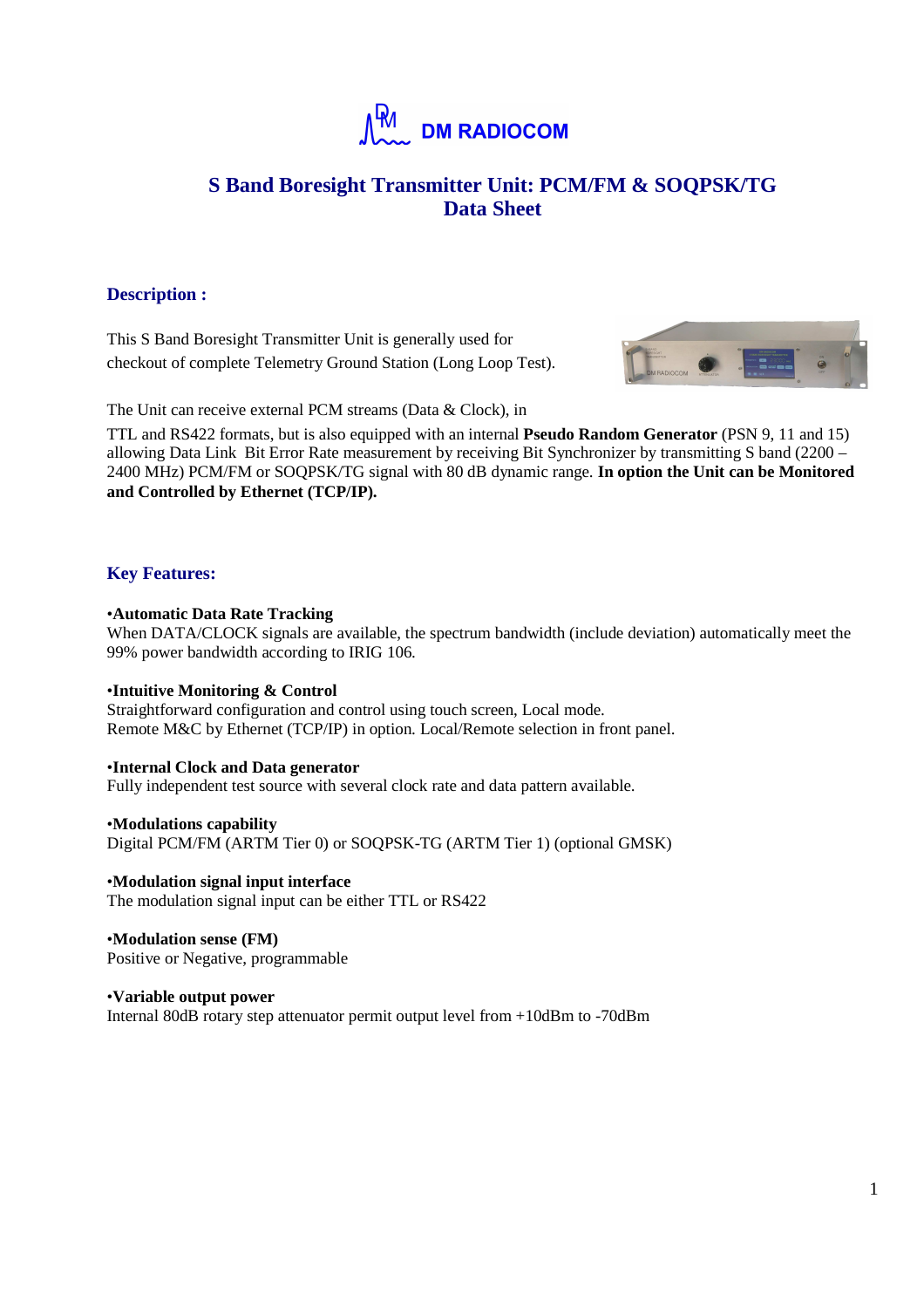DM RADIOCOM

# S Band Boresight Transmitter Unit: PCM/FM & SOQPSK/TG Data Sheet

## Description :

This S Band Boresight Transmitter Unit is generally used for checkout of complete Telemetry Ground Station (Long Loop Test).

The Unit can receive external PCM streams (Data & Clock), in TTL and RS422 formats, but is also equipped with an internal **Pseudo Random Generator** (PSN 9, 11 and 15) allowing Data Link Bit Error Rate measurement by receiving Bit Synchronizer by transmitting S band (2200 – 2400 MHz) PCM/FM or SOQPSK/TG signal with 80 dB dynamic range. **In option the Unit can be Monitored and Controlled by Ethernet (TCP/IP).**

## Key Features:

•**Automatic Data Rate Tracking**
When DATA/CLOCK signals are available, the spectrum bandwidth (include deviation) automatically meet the 99% power bandwidth according to IRIG 106.

•**Intuitive Monitoring & Control**
Straightforward configuration and control using touch screen, Local mode.
Remote M&C by Ethernet (TCP/IP) in option. Local/Remote selection in front panel.

•**Internal Clock and Data generator**
Fully independent test source with several clock rate and data pattern available.

•**Modulations capability**
Digital PCM/FM (ARTM Tier 0) or SOQPSK-TG (ARTM Tier 1) (optional GMSK)

•**Modulation signal input interface**
The modulation signal input can be either TTL or RS422

•**Modulation sense (FM)**
Positive or Negative, programmable

•**Variable output power**
Internal 80dB rotary step attenuator permit output level from +10dBm to -70dBm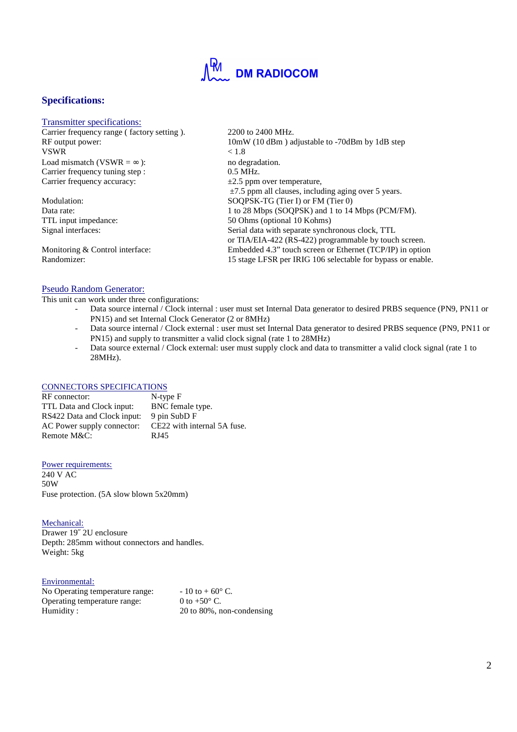DM RADIOCOM

## Specifications:

### Transmitter specifications:

| | |
|---|---|
| Carrier frequency range ( factory setting ). | 2200 to 2400 MHz. |
| RF output power: | 10mW (10 dBm ) adjustable to -70dBm by 1dB step |
| VSWR | < 1.8 |
| Load mismatch (VSWR = ∞ ): | no degradation. |
| Carrier frequency tuning step : | 0.5 MHz. |
| Carrier frequency accuracy: | ±2.5 ppm over temperature,<br>±7.5 ppm all clauses, including aging over 5 years. |
| Modulation: | SOQPSK-TG (Tier I) or FM (Tier 0) |
| Data rate: | 1 to 28 Mbps (SOQPSK) and 1 to 14 Mbps (PCM/FM). |
| TTL input impedance: | 50 Ohms (optional 10 Kohms) |
| Signal interfaces: | Serial data with separate synchronous clock, TTL<br>or TIA/EIA-422 (RS-422) programmable by touch screen. |
| Monitoring & Control interface: | Embedded 4.3" touch screen or Ethernet (TCP/IP) in option |
| Randomizer: | 15 stage LFSR per IRIG 106 selectable for bypass or enable. |

### Pseudo Random Generator:

This unit can work under three configurations:

- Data source internal / Clock internal : user must set Internal Data generator to desired PRBS sequence (PN9, PN11 or PN15) and set Internal Clock Generator (2 or 8MHz)
- Data source internal / Clock external : user must set Internal Data generator to desired PRBS sequence (PN9, PN11 or PN15) and supply to transmitter a valid clock signal (rate 1 to 28MHz)
- Data source external / Clock external: user must supply clock and data to transmitter a valid clock signal (rate 1 to 28MHz).

### CONNECTORS SPECIFICATIONS

| | |
|---|---|
| RF connector: | N-type F |
| TTL Data and Clock input: | BNC female type. |
| RS422 Data and Clock input: | 9 pin SubD F |
| AC Power supply connector: | CE22 with internal 5A fuse. |
| Remote M&C: | RJ45 |

### Power requirements:

240 V AC
50W
Fuse protection. (5A slow blown 5x20mm)

### Mechanical:

Drawer 19˝ 2U enclosure
Depth: 285mm without connectors and handles.
Weight: 5kg

### Environmental:

| | |
|---|---|
| No Operating temperature range: | - 10 to + 60° C. |
| Operating temperature range: | 0 to +50° C. |
| Humidity : | 20 to 80%, non-condensing |